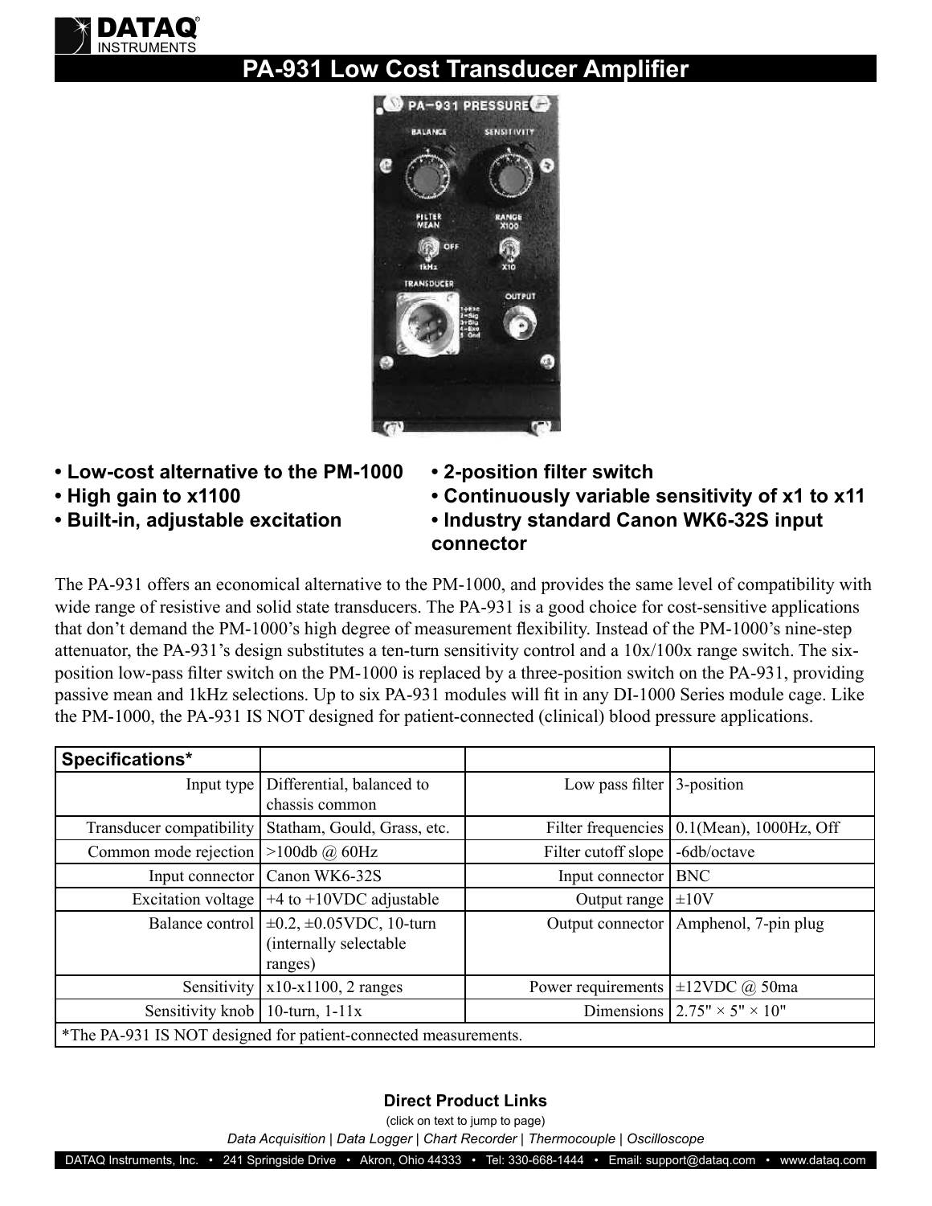# PA-931 Low Cost Transducer Amplifier

- **Low-cost alternative to the PM-1000**
- **High gain to x1100**
- **Built-in, adjustable excitation**
- **2-position filter switch**
- **Continuously variable sensitivity of x1 to x11**
- **Industry standard Canon WK6-32S input connector**

The PA-931 offers an economical alternative to the PM-1000, and provides the same level of compatibility with wide range of resistive and solid state transducers. The PA-931 is a good choice for cost-sensitive applications that don't demand the PM-1000's high degree of measurement flexibility. Instead of the PM-1000's nine-step attenuator, the PA-931's design substitutes a ten-turn sensitivity control and a 10x/100x range switch. The six-position low-pass filter switch on the PM-1000 is replaced by a three-position switch on the PA-931, providing passive mean and 1kHz selections. Up to six PA-931 modules will fit in any DI-1000 Series module cage. Like the PM-1000, the PA-931 IS NOT designed for patient-connected (clinical) blood pressure applications.

| **Specifications*** | | | |
|---|---|---|---|
| Input type | Differential, balanced to chassis common | Low pass filter | 3-position |
| Transducer compatibility | Statham, Gould, Grass, etc. | Filter frequencies | 0.1(Mean), 1000Hz, Off |
| Common mode rejection | >100db @ 60Hz | Filter cutoff slope | -6db/octave |
| Input connector | Canon WK6-32S | Input connector | BNC |
| Excitation voltage | +4 to +10VDC adjustable | Output range | ±10V |
| Balance control | ±0.2, ±0.05VDC, 10-turn (internally selectable ranges) | Output connector | Amphenol, 7-pin plug |
| Sensitivity | x10-x1100, 2 ranges | Power requirements | ±12VDC @ 50ma |
| Sensitivity knob | 10-turn, 1-11x | Dimensions | 2.75" × 5" × 10" |

*The PA-931 IS NOT designed for patient-connected measurements.

**Direct Product Links**

(click on text to jump to page)

*Data Acquisition | Data Logger | Chart Recorder | Thermocouple | Oscilloscope*

DATAQ Instruments, Inc. • 241 Springside Drive • Akron, Ohio 44333 • Tel: 330-668-1444 • Email: support@dataq.com • www.dataq.com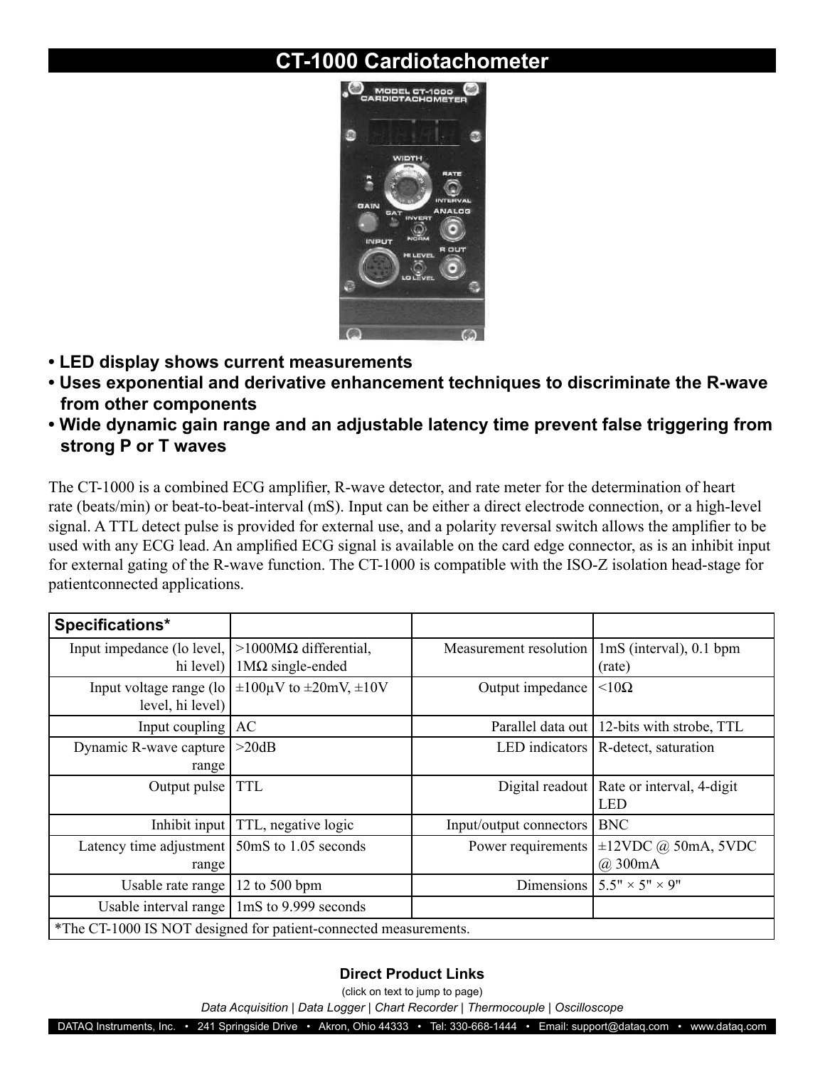# CT-1000 Cardiotachometer

- **LED display shows current measurements**
- **Uses exponential and derivative enhancement techniques to discriminate the R-wave from other components**
- **Wide dynamic gain range and an adjustable latency time prevent false triggering from strong P or T waves**

The CT-1000 is a combined ECG amplifier, R-wave detector, and rate meter for the determination of heart rate (beats/min) or beat-to-beat-interval (mS). Input can be either a direct electrode connection, or a high-level signal. A TTL detect pulse is provided for external use, and a polarity reversal switch allows the amplifier to be used with any ECG lead. An amplified ECG signal is available on the card edge connector, as is an inhibit input for external gating of the R-wave function. The CT-1000 is compatible with the ISO-Z isolation head-stage for patientconnected applications.

| **Specifications*** | | | |
|---|---|---|---|
| Input impedance (lo level, hi level) | >1000MΩ differential, 1MΩ single-ended | Measurement resolution | 1mS (interval), 0.1 bpm (rate) |
| Input voltage range (lo level, hi level) | ±100μV to ±20mV, ±10V | Output impedance | <10Ω |
| Input coupling | AC | Parallel data out | 12-bits with strobe, TTL |
| Dynamic R-wave capture range | >20dB | LED indicators | R-detect, saturation |
| Output pulse | TTL | Digital readout | Rate or interval, 4-digit LED |
| Inhibit input | TTL, negative logic | Input/output connectors | BNC |
| Latency time adjustment range | 50mS to 1.05 seconds | Power requirements | ±12VDC @ 50mA, 5VDC @ 300mA |
| Usable rate range | 12 to 500 bpm | Dimensions | 5.5" × 5" × 9" |
| Usable interval range | 1mS to 9.999 seconds | | |

*The CT-1000 IS NOT designed for patient-connected measurements.

**Direct Product Links**

(click on text to jump to page)

*Data Acquisition | Data Logger | Chart Recorder | Thermocouple | Oscilloscope*

DATAQ Instruments, Inc. • 241 Springside Drive • Akron, Ohio 44333 • Tel: 330-668-1444 • Email: support@dataq.com • www.dataq.com